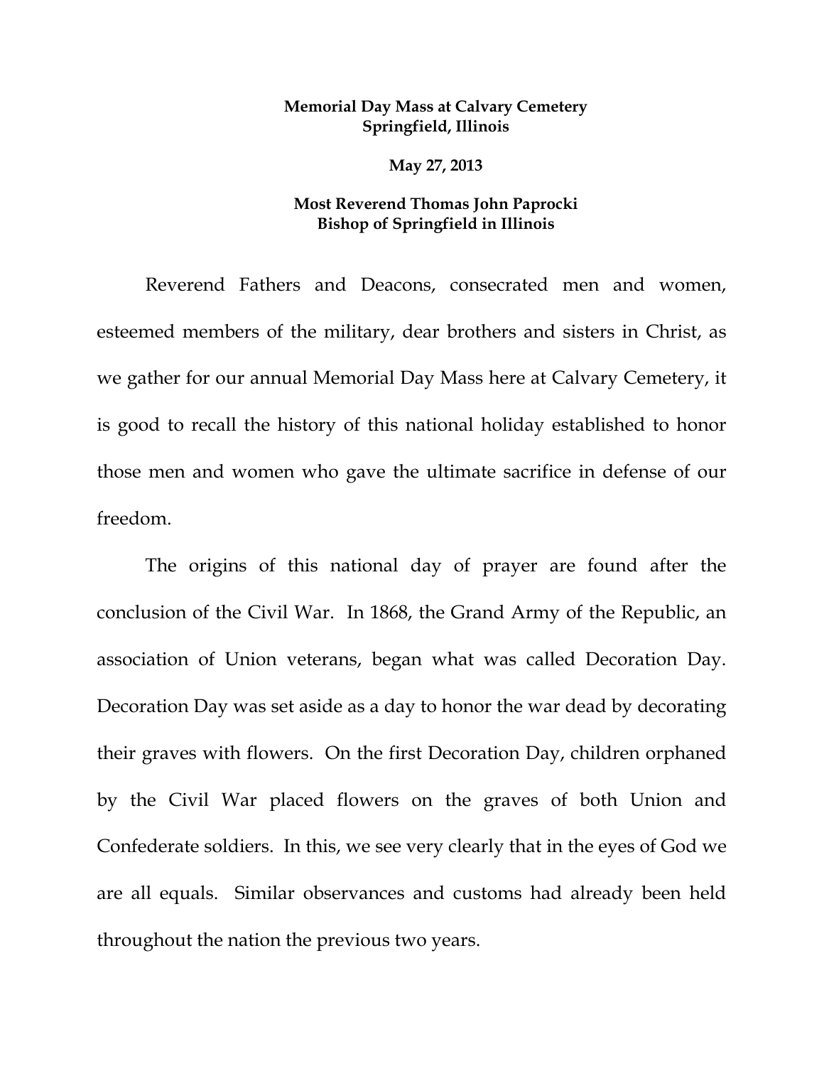**Memorial Day Mass at Calvary Cemetery**
**Springfield, Illinois**

**May 27, 2013**

**Most Reverend Thomas John Paprocki**
**Bishop of Springfield in Illinois**

Reverend Fathers and Deacons, consecrated men and women, esteemed members of the military, dear brothers and sisters in Christ, as we gather for our annual Memorial Day Mass here at Calvary Cemetery, it is good to recall the history of this national holiday established to honor those men and women who gave the ultimate sacrifice in defense of our freedom.

The origins of this national day of prayer are found after the conclusion of the Civil War. In 1868, the Grand Army of the Republic, an association of Union veterans, began what was called Decoration Day. Decoration Day was set aside as a day to honor the war dead by decorating their graves with flowers. On the first Decoration Day, children orphaned by the Civil War placed flowers on the graves of both Union and Confederate soldiers. In this, we see very clearly that in the eyes of God we are all equals. Similar observances and customs had already been held throughout the nation the previous two years.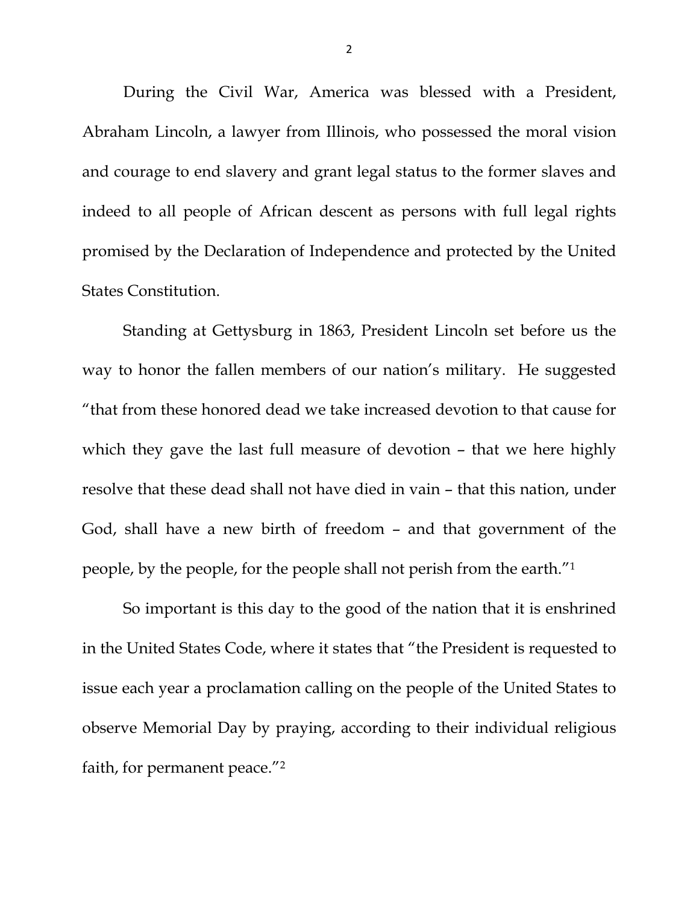During the Civil War, America was blessed with a President, Abraham Lincoln, a lawyer from Illinois, who possessed the moral vision and courage to end slavery and grant legal status to the former slaves and indeed to all people of African descent as persons with full legal rights promised by the Declaration of Independence and protected by the United States Constitution.

Standing at Gettysburg in 1863, President Lincoln set before us the way to honor the fallen members of our nation's military. He suggested "that from these honored dead we take increased devotion to that cause for which they gave the last full measure of devotion – that we here highly resolve that these dead shall not have died in vain – that this nation, under God, shall have a new birth of freedom – and that government of the people, by the people, for the people shall not perish from the earth."[1]

So important is this day to the good of the nation that it is enshrined in the United States Code, where it states that "the President is requested to issue each year a proclamation calling on the people of the United States to observe Memorial Day by praying, according to their individual religious faith, for permanent peace."[2]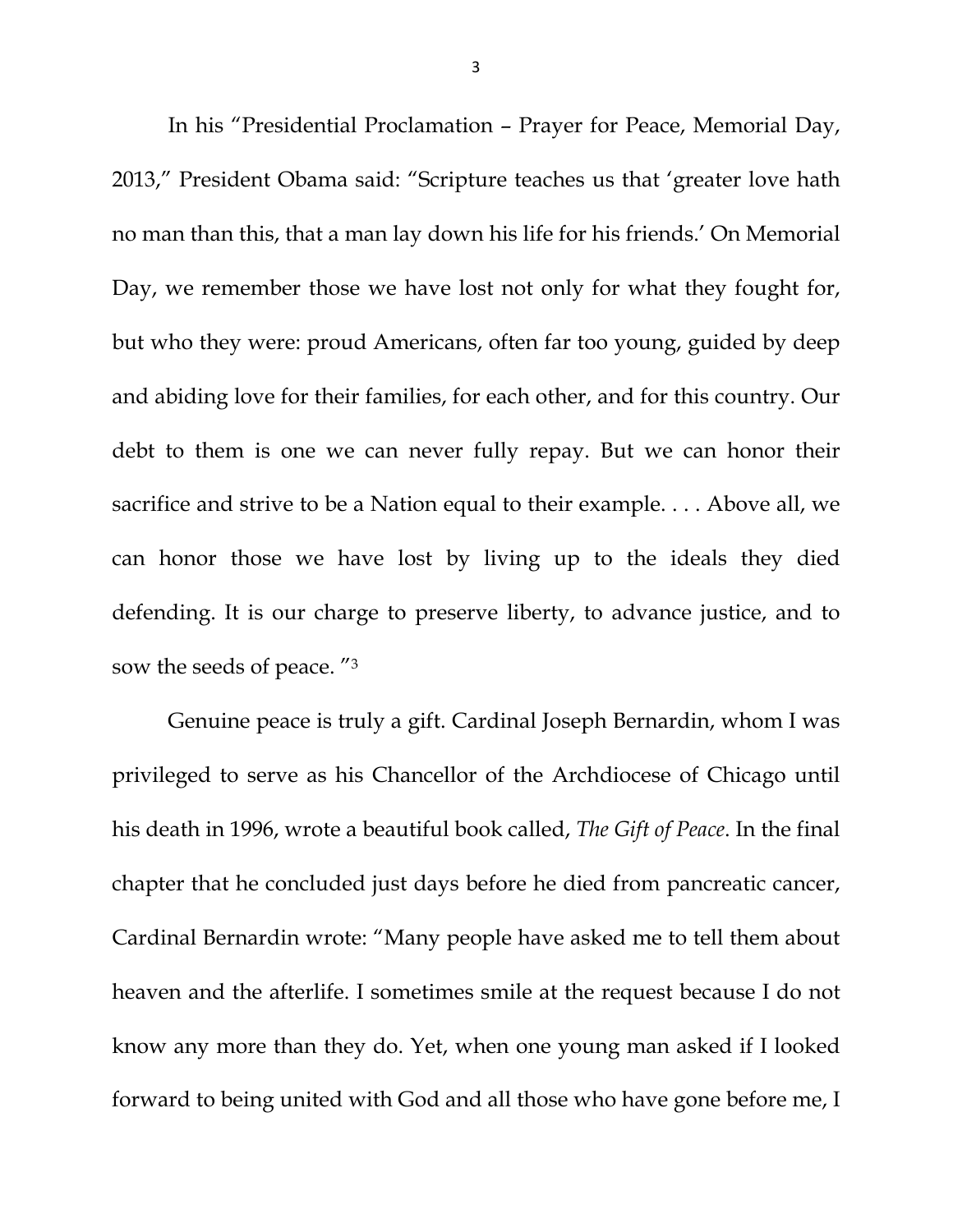In his "Presidential Proclamation – Prayer for Peace, Memorial Day, 2013," President Obama said: "Scripture teaches us that 'greater love hath no man than this, that a man lay down his life for his friends.' On Memorial Day, we remember those we have lost not only for what they fought for, but who they were: proud Americans, often far too young, guided by deep and abiding love for their families, for each other, and for this country. Our debt to them is one we can never fully repay. But we can honor their sacrifice and strive to be a Nation equal to their example. . . . Above all, we can honor those we have lost by living up to the ideals they died defending. It is our charge to preserve liberty, to advance justice, and to sow the seeds of peace. "[3]

Genuine peace is truly a gift. Cardinal Joseph Bernardin, whom I was privileged to serve as his Chancellor of the Archdiocese of Chicago until his death in 1996, wrote a beautiful book called, *The Gift of Peace*. In the final chapter that he concluded just days before he died from pancreatic cancer, Cardinal Bernardin wrote: "Many people have asked me to tell them about heaven and the afterlife. I sometimes smile at the request because I do not know any more than they do. Yet, when one young man asked if I looked forward to being united with God and all those who have gone before me, I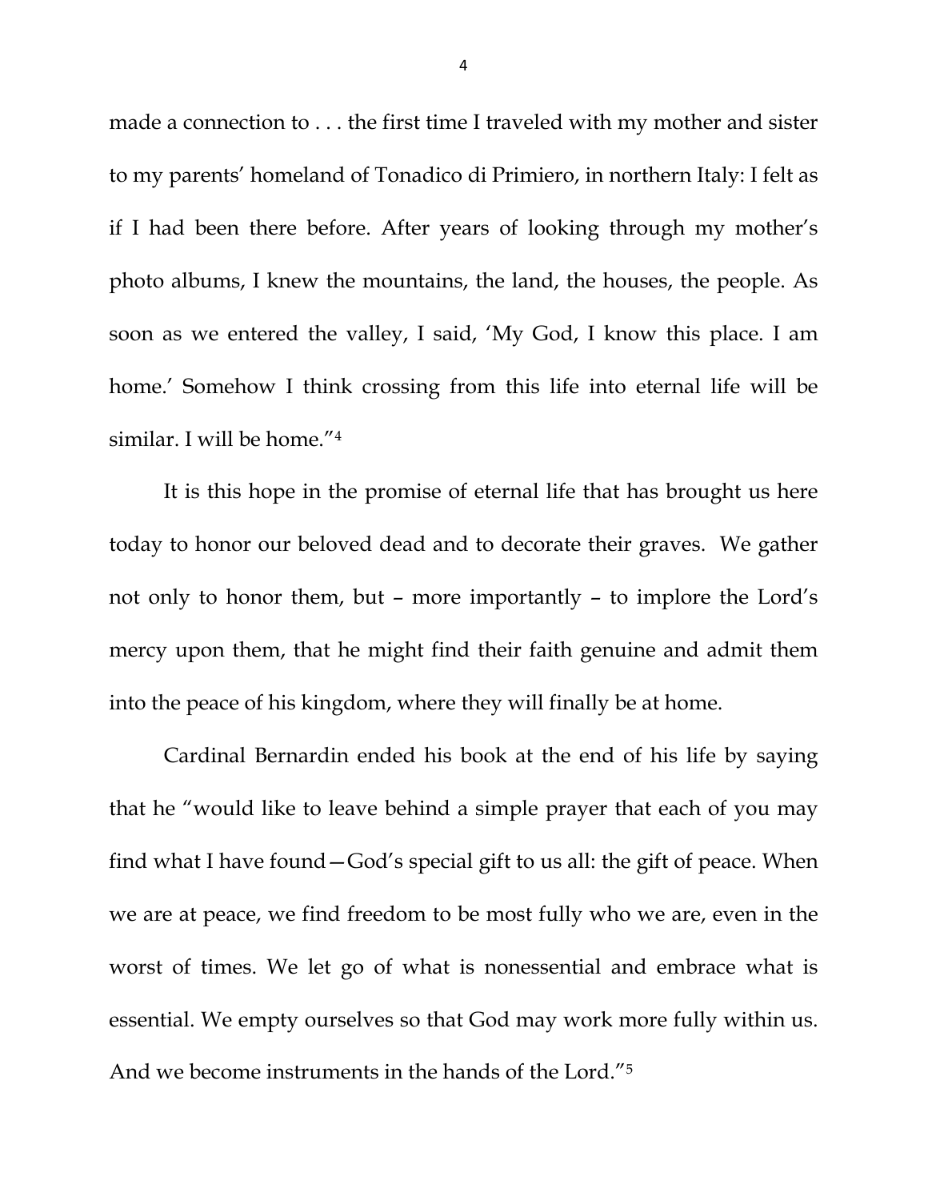made a connection to . . . the first time I traveled with my mother and sister to my parents' homeland of Tonadico di Primiero, in northern Italy: I felt as if I had been there before. After years of looking through my mother's photo albums, I knew the mountains, the land, the houses, the people. As soon as we entered the valley, I said, 'My God, I know this place. I am home.' Somehow I think crossing from this life into eternal life will be similar. I will be home."[4]

It is this hope in the promise of eternal life that has brought us here today to honor our beloved dead and to decorate their graves. We gather not only to honor them, but – more importantly – to implore the Lord's mercy upon them, that he might find their faith genuine and admit them into the peace of his kingdom, where they will finally be at home.

Cardinal Bernardin ended his book at the end of his life by saying that he "would like to leave behind a simple prayer that each of you may find what I have found—God's special gift to us all: the gift of peace. When we are at peace, we find freedom to be most fully who we are, even in the worst of times. We let go of what is nonessential and embrace what is essential. We empty ourselves so that God may work more fully within us. And we become instruments in the hands of the Lord."[5]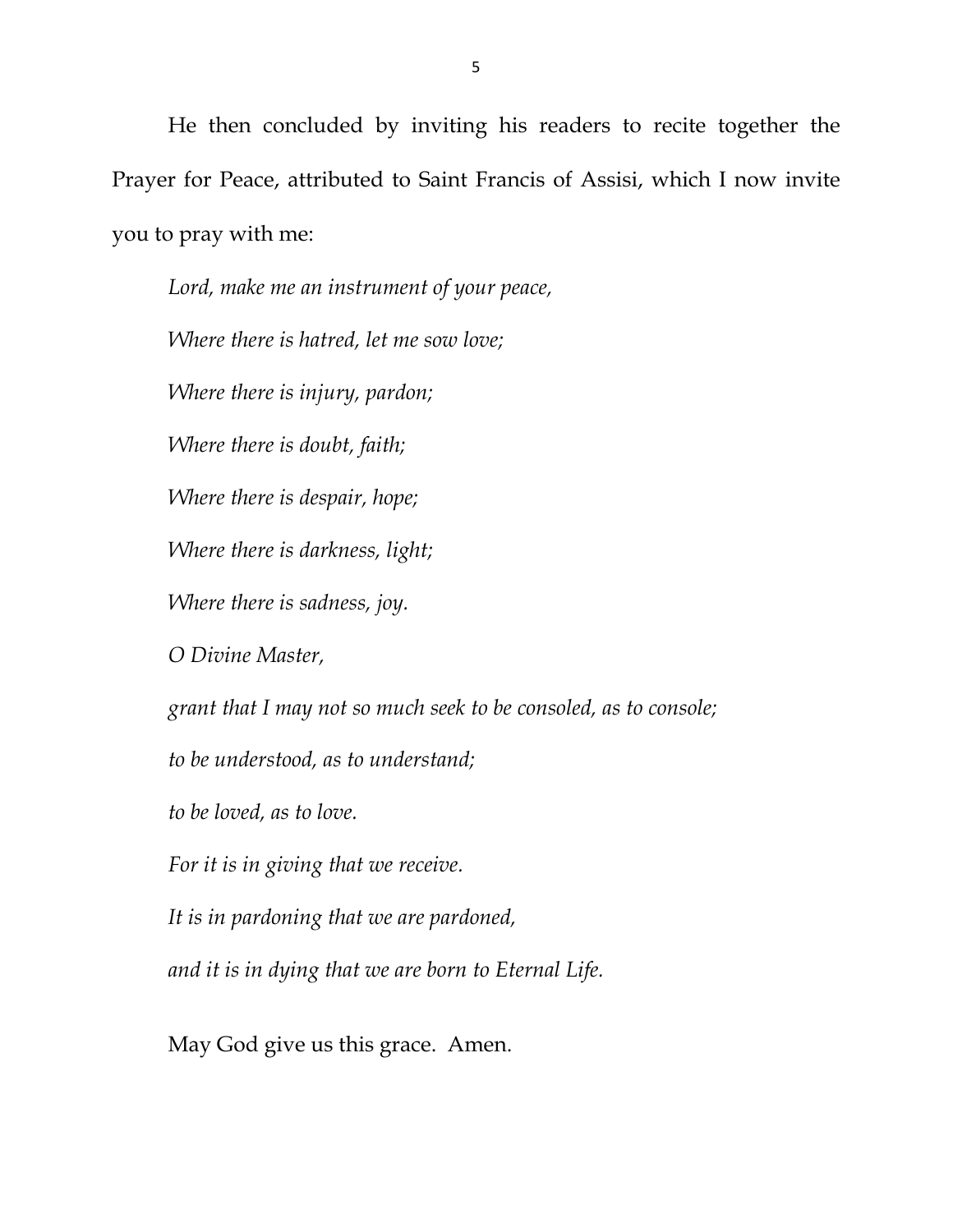He then concluded by inviting his readers to recite together the Prayer for Peace, attributed to Saint Francis of Assisi, which I now invite you to pray with me:

*Lord, make me an instrument of your peace,*

*Where there is hatred, let me sow love;*

*Where there is injury, pardon;*

*Where there is doubt, faith;*

*Where there is despair, hope;*

*Where there is darkness, light;*

*Where there is sadness, joy.*

*O Divine Master,*

*grant that I may not so much seek to be consoled, as to console;*

*to be understood, as to understand;*

*to be loved, as to love.*

*For it is in giving that we receive.*

*It is in pardoning that we are pardoned,*

*and it is in dying that we are born to Eternal Life.*

May God give us this grace. Amen.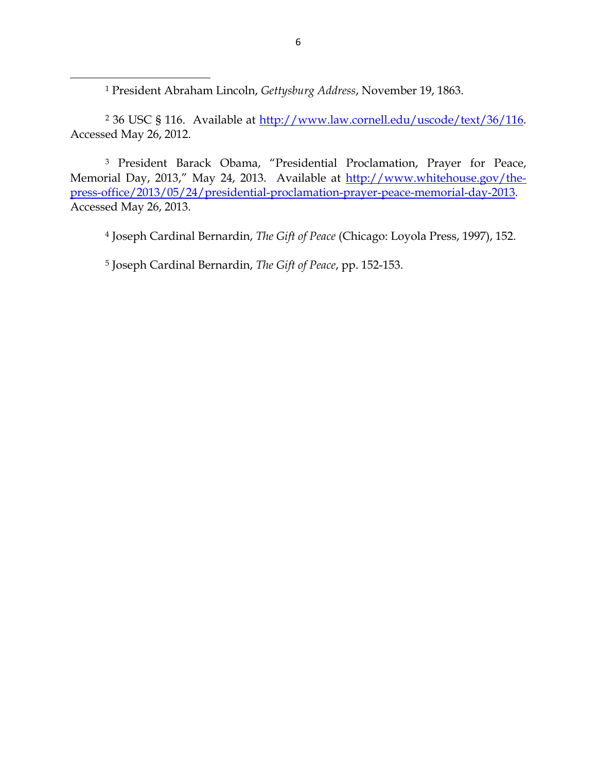[1] President Abraham Lincoln, *Gettysburg Address*, November 19, 1863.

[2] 36 USC § 116. Available at http://www.law.cornell.edu/uscode/text/36/116. Accessed May 26, 2012.

[3] President Barack Obama, "Presidential Proclamation, Prayer for Peace, Memorial Day, 2013," May 24, 2013. Available at http://www.whitehouse.gov/the-press-office/2013/05/24/presidential-proclamation-prayer-peace-memorial-day-2013. Accessed May 26, 2013.

[4] Joseph Cardinal Bernardin, *The Gift of Peace* (Chicago: Loyola Press, 1997), 152.

[5] Joseph Cardinal Bernardin, *The Gift of Peace*, pp. 152-153.